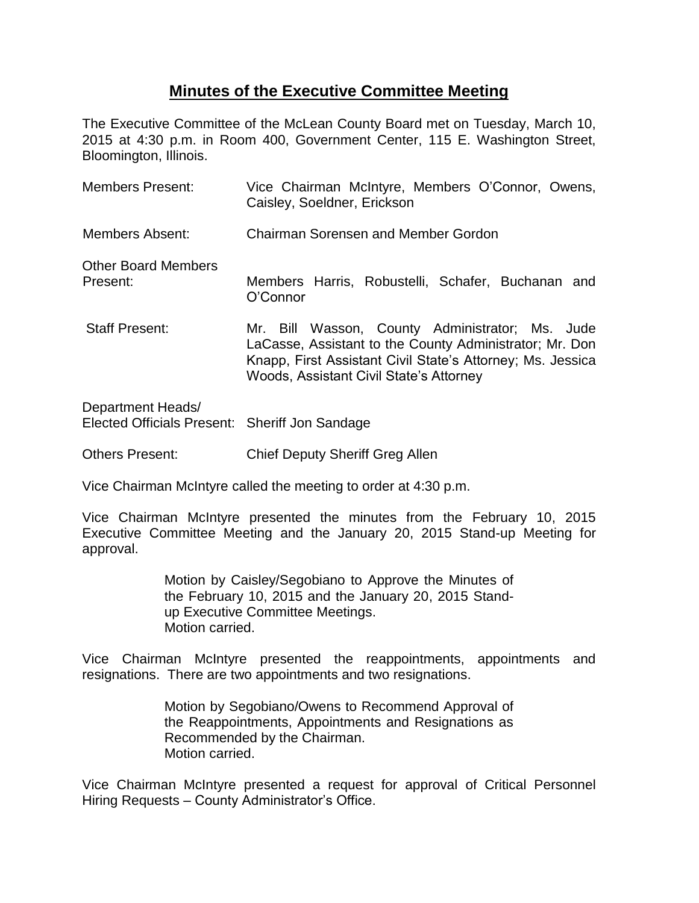# **Minutes of the Executive Committee Meeting**

The Executive Committee of the McLean County Board met on Tuesday, March 10, 2015 at 4:30 p.m. in Room 400, Government Center, 115 E. Washington Street, Bloomington, Illinois.

| | |
|---|---|
| Members Present: | Vice Chairman McIntyre, Members O'Connor, Owens, Caisley, Soeldner, Erickson |
| Members Absent: | Chairman Sorensen and Member Gordon |
| Other Board Members Present: | Members Harris, Robustelli, Schafer, Buchanan and O'Connor |
| Staff Present: | Mr. Bill Wasson, County Administrator; Ms. Jude LaCasse, Assistant to the County Administrator; Mr. Don Knapp, First Assistant Civil State's Attorney; Ms. Jessica Woods, Assistant Civil State's Attorney |
| Department Heads/ Elected Officials Present: | Sheriff Jon Sandage |
| Others Present: | Chief Deputy Sheriff Greg Allen |

Vice Chairman McIntyre called the meeting to order at 4:30 p.m.

Vice Chairman McIntyre presented the minutes from the February 10, 2015 Executive Committee Meeting and the January 20, 2015 Stand-up Meeting for approval.

> Motion by Caisley/Segobiano to Approve the Minutes of the February 10, 2015 and the January 20, 2015 Stand-up Executive Committee Meetings.
> Motion carried.

Vice Chairman McIntyre presented the reappointments, appointments and resignations. There are two appointments and two resignations.

> Motion by Segobiano/Owens to Recommend Approval of the Reappointments, Appointments and Resignations as Recommended by the Chairman.
> Motion carried.

Vice Chairman McIntyre presented a request for approval of Critical Personnel Hiring Requests – County Administrator's Office.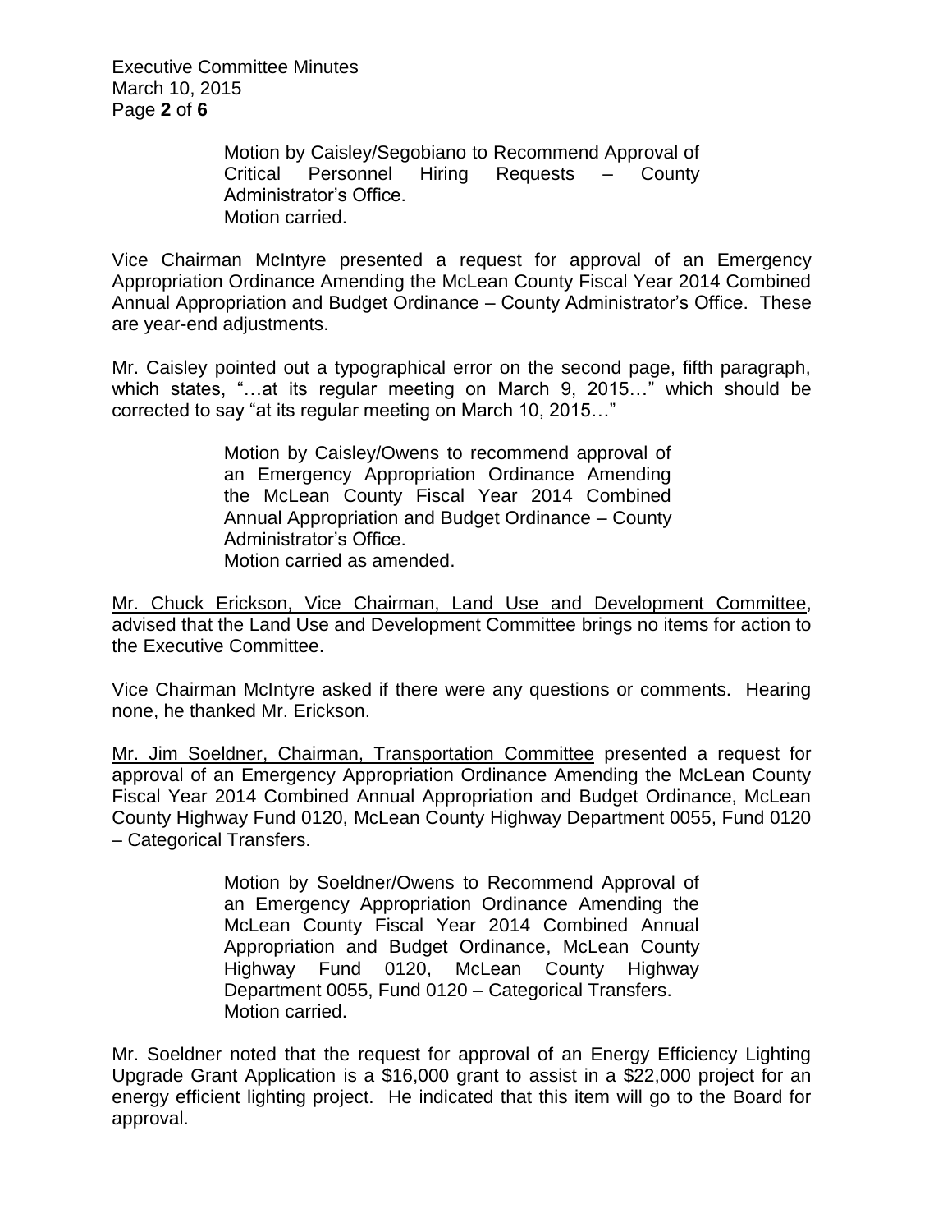Motion by Caisley/Segobiano to Recommend Approval of Critical Personnel Hiring Requests – County Administrator's Office.
Motion carried.

Vice Chairman McIntyre presented a request for approval of an Emergency Appropriation Ordinance Amending the McLean County Fiscal Year 2014 Combined Annual Appropriation and Budget Ordinance – County Administrator's Office. These are year-end adjustments.

Mr. Caisley pointed out a typographical error on the second page, fifth paragraph, which states, "…at its regular meeting on March 9, 2015…" which should be corrected to say "at its regular meeting on March 10, 2015…"

Motion by Caisley/Owens to recommend approval of an Emergency Appropriation Ordinance Amending the McLean County Fiscal Year 2014 Combined Annual Appropriation and Budget Ordinance – County Administrator's Office.
Motion carried as amended.

<u>Mr. Chuck Erickson, Vice Chairman, Land Use and Development Committee</u>, advised that the Land Use and Development Committee brings no items for action to the Executive Committee.

Vice Chairman McIntyre asked if there were any questions or comments. Hearing none, he thanked Mr. Erickson.

<u>Mr. Jim Soeldner, Chairman, Transportation Committee</u> presented a request for approval of an Emergency Appropriation Ordinance Amending the McLean County Fiscal Year 2014 Combined Annual Appropriation and Budget Ordinance, McLean County Highway Fund 0120, McLean County Highway Department 0055, Fund 0120 – Categorical Transfers.

Motion by Soeldner/Owens to Recommend Approval of an Emergency Appropriation Ordinance Amending the McLean County Fiscal Year 2014 Combined Annual Appropriation and Budget Ordinance, McLean County Highway Fund 0120, McLean County Highway Department 0055, Fund 0120 – Categorical Transfers.
Motion carried.

Mr. Soeldner noted that the request for approval of an Energy Efficiency Lighting Upgrade Grant Application is a $16,000 grant to assist in a $22,000 project for an energy efficient lighting project. He indicated that this item will go to the Board for approval.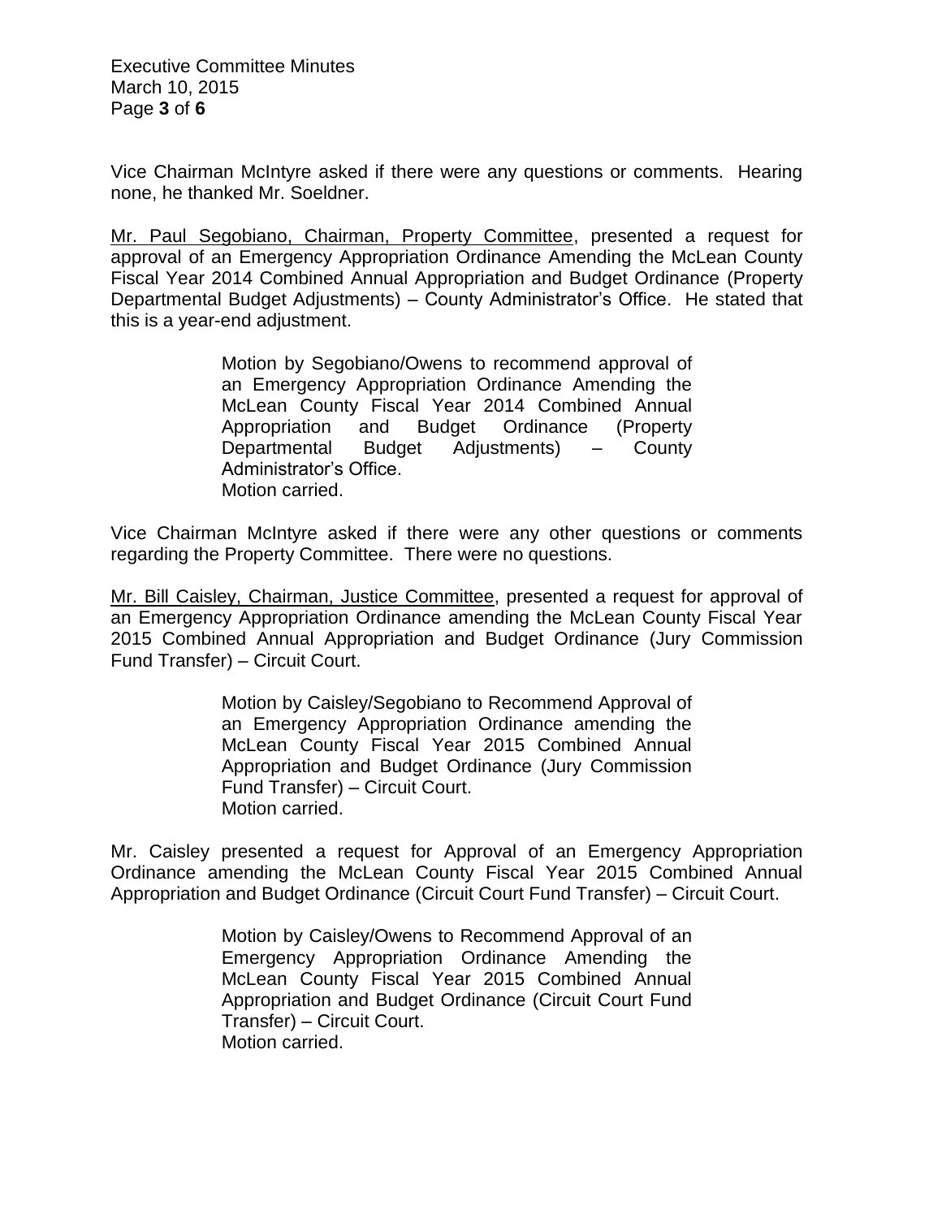Vice Chairman McIntyre asked if there were any questions or comments. Hearing none, he thanked Mr. Soeldner.

Mr. Paul Segobiano, Chairman, Property Committee, presented a request for approval of an Emergency Appropriation Ordinance Amending the McLean County Fiscal Year 2014 Combined Annual Appropriation and Budget Ordinance (Property Departmental Budget Adjustments) – County Administrator's Office. He stated that this is a year-end adjustment.

> Motion by Segobiano/Owens to recommend approval of an Emergency Appropriation Ordinance Amending the McLean County Fiscal Year 2014 Combined Annual Appropriation and Budget Ordinance (Property Departmental Budget Adjustments) – County Administrator's Office.
> Motion carried.

Vice Chairman McIntyre asked if there were any other questions or comments regarding the Property Committee. There were no questions.

Mr. Bill Caisley, Chairman, Justice Committee, presented a request for approval of an Emergency Appropriation Ordinance amending the McLean County Fiscal Year 2015 Combined Annual Appropriation and Budget Ordinance (Jury Commission Fund Transfer) – Circuit Court.

> Motion by Caisley/Segobiano to Recommend Approval of an Emergency Appropriation Ordinance amending the McLean County Fiscal Year 2015 Combined Annual Appropriation and Budget Ordinance (Jury Commission Fund Transfer) – Circuit Court.
> Motion carried.

Mr. Caisley presented a request for Approval of an Emergency Appropriation Ordinance amending the McLean County Fiscal Year 2015 Combined Annual Appropriation and Budget Ordinance (Circuit Court Fund Transfer) – Circuit Court.

> Motion by Caisley/Owens to Recommend Approval of an Emergency Appropriation Ordinance Amending the McLean County Fiscal Year 2015 Combined Annual Appropriation and Budget Ordinance (Circuit Court Fund Transfer) – Circuit Court.
> Motion carried.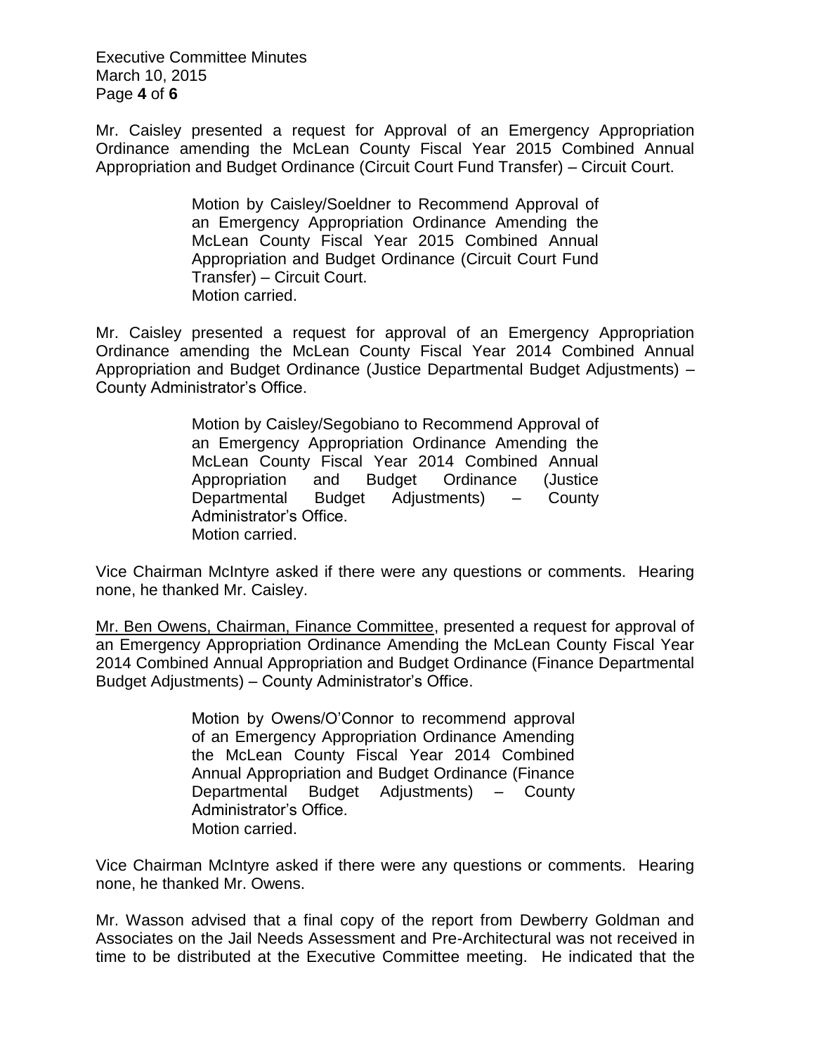Mr. Caisley presented a request for Approval of an Emergency Appropriation Ordinance amending the McLean County Fiscal Year 2015 Combined Annual Appropriation and Budget Ordinance (Circuit Court Fund Transfer) – Circuit Court.

> Motion by Caisley/Soeldner to Recommend Approval of an Emergency Appropriation Ordinance Amending the McLean County Fiscal Year 2015 Combined Annual Appropriation and Budget Ordinance (Circuit Court Fund Transfer) – Circuit Court.
> Motion carried.

Mr. Caisley presented a request for approval of an Emergency Appropriation Ordinance amending the McLean County Fiscal Year 2014 Combined Annual Appropriation and Budget Ordinance (Justice Departmental Budget Adjustments) – County Administrator's Office.

> Motion by Caisley/Segobiano to Recommend Approval of an Emergency Appropriation Ordinance Amending the McLean County Fiscal Year 2014 Combined Annual Appropriation and Budget Ordinance (Justice Departmental Budget Adjustments) – County Administrator's Office.
> Motion carried.

Vice Chairman McIntyre asked if there were any questions or comments. Hearing none, he thanked Mr. Caisley.

Mr. Ben Owens, Chairman, Finance Committee, presented a request for approval of an Emergency Appropriation Ordinance Amending the McLean County Fiscal Year 2014 Combined Annual Appropriation and Budget Ordinance (Finance Departmental Budget Adjustments) – County Administrator's Office.

> Motion by Owens/O'Connor to recommend approval of an Emergency Appropriation Ordinance Amending the McLean County Fiscal Year 2014 Combined Annual Appropriation and Budget Ordinance (Finance Departmental Budget Adjustments) – County Administrator's Office.
> Motion carried.

Vice Chairman McIntyre asked if there were any questions or comments. Hearing none, he thanked Mr. Owens.

Mr. Wasson advised that a final copy of the report from Dewberry Goldman and Associates on the Jail Needs Assessment and Pre-Architectural was not received in time to be distributed at the Executive Committee meeting. He indicated that the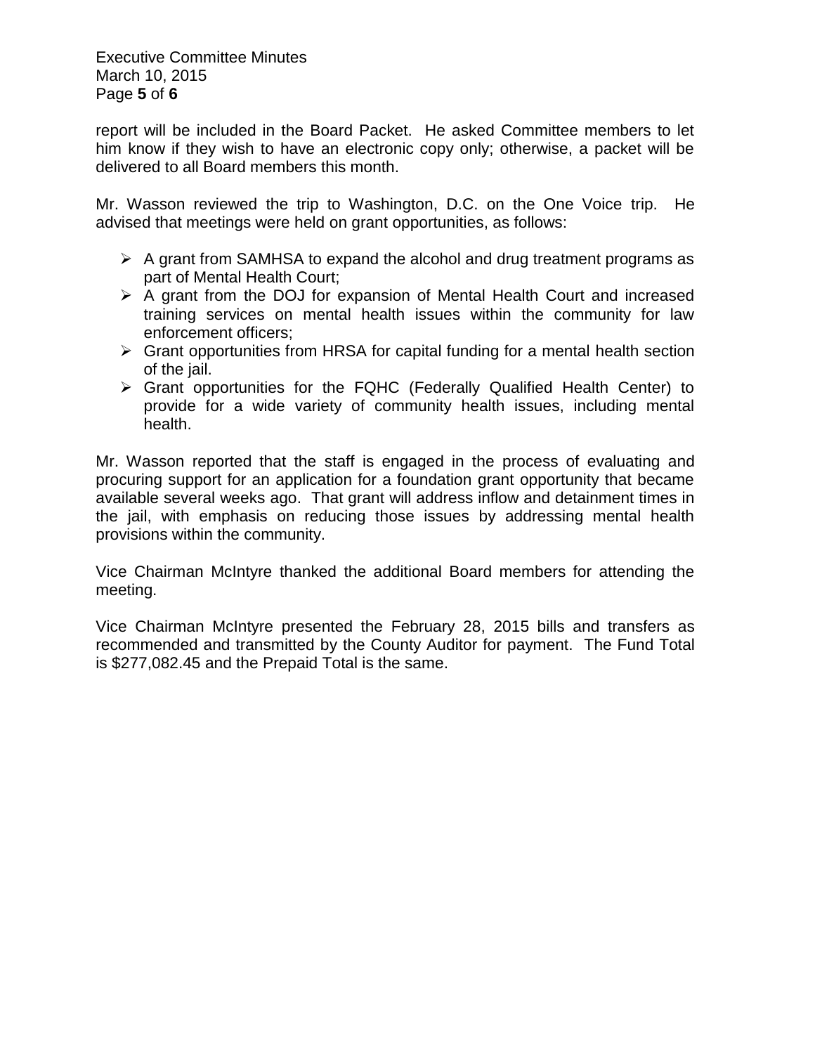report will be included in the Board Packet. He asked Committee members to let him know if they wish to have an electronic copy only; otherwise, a packet will be delivered to all Board members this month.

Mr. Wasson reviewed the trip to Washington, D.C. on the One Voice trip. He advised that meetings were held on grant opportunities, as follows:

- A grant from SAMHSA to expand the alcohol and drug treatment programs as part of Mental Health Court;
- A grant from the DOJ for expansion of Mental Health Court and increased training services on mental health issues within the community for law enforcement officers;
- Grant opportunities from HRSA for capital funding for a mental health section of the jail.
- Grant opportunities for the FQHC (Federally Qualified Health Center) to provide for a wide variety of community health issues, including mental health.

Mr. Wasson reported that the staff is engaged in the process of evaluating and procuring support for an application for a foundation grant opportunity that became available several weeks ago. That grant will address inflow and detainment times in the jail, with emphasis on reducing those issues by addressing mental health provisions within the community.

Vice Chairman McIntyre thanked the additional Board members for attending the meeting.

Vice Chairman McIntyre presented the February 28, 2015 bills and transfers as recommended and transmitted by the County Auditor for payment. The Fund Total is $277,082.45 and the Prepaid Total is the same.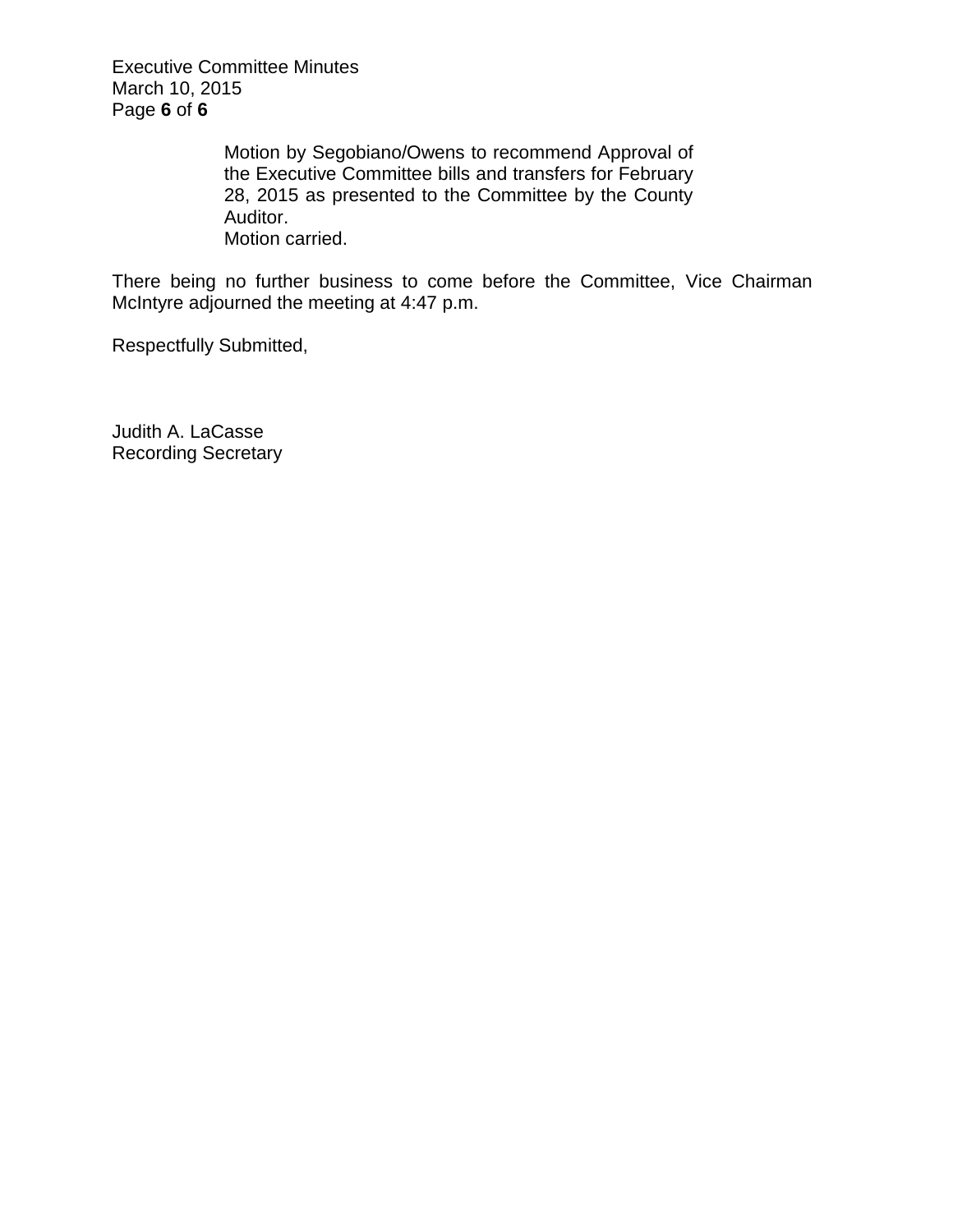Motion by Segobiano/Owens to recommend Approval of the Executive Committee bills and transfers for February 28, 2015 as presented to the Committee by the County Auditor.
Motion carried.

There being no further business to come before the Committee, Vice Chairman McIntyre adjourned the meeting at 4:47 p.m.

Respectfully Submitted,

Judith A. LaCasse
Recording Secretary